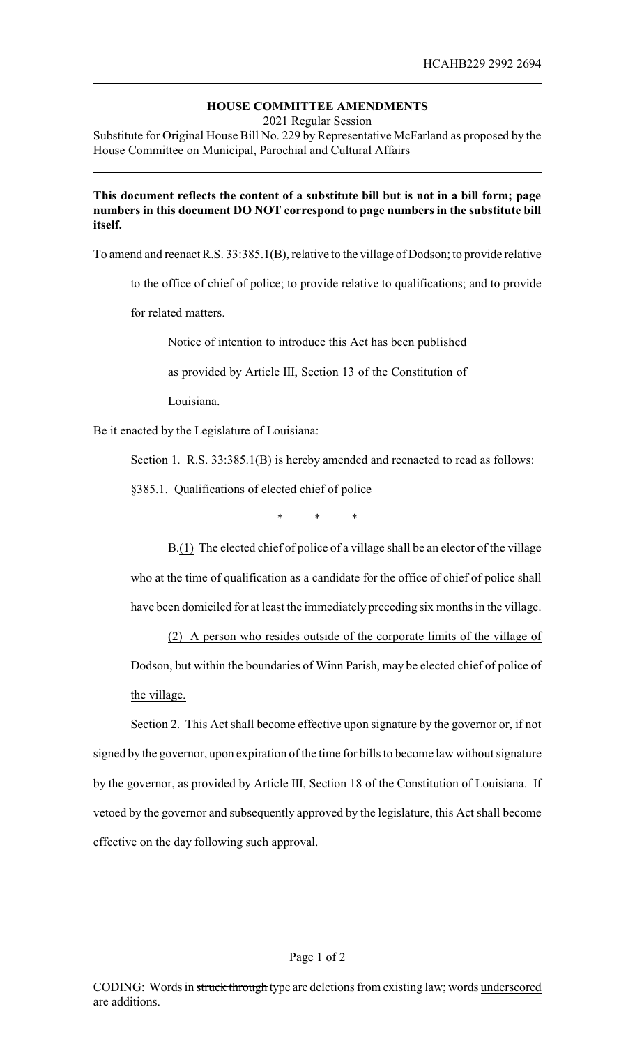HCAHB229 2992 2694

## HOUSE COMMITTEE AMENDMENTS

2021 Regular Session

Substitute for Original House Bill No. 229 by Representative McFarland as proposed by the House Committee on Municipal, Parochial and Cultural Affairs

**This document reflects the content of a substitute bill but is not in a bill form; page numbers in this document DO NOT correspond to page numbers in the substitute bill itself.**

To amend and reenact R.S. 33:385.1(B), relative to the village of Dodson; to provide relative to the office of chief of police; to provide relative to qualifications; and to provide for related matters.

Notice of intention to introduce this Act has been published as provided by Article III, Section 13 of the Constitution of Louisiana.

Be it enacted by the Legislature of Louisiana:

Section 1. R.S. 33:385.1(B) is hereby amended and reenacted to read as follows:

§385.1. Qualifications of elected chief of police

\* \* \*

B.(1) The elected chief of police of a village shall be an elector of the village who at the time of qualification as a candidate for the office of chief of police shall have been domiciled for at least the immediately preceding six months in the village.

(2) A person who resides outside of the corporate limits of the village of Dodson, but within the boundaries of Winn Parish, may be elected chief of police of the village.

Section 2. This Act shall become effective upon signature by the governor or, if not signed by the governor, upon expiration of the time for bills to become law without signature by the governor, as provided by Article III, Section 18 of the Constitution of Louisiana. If vetoed by the governor and subsequently approved by the legislature, this Act shall become effective on the day following such approval.

CODING: Words in struck through type are deletions from existing law; words underscored are additions.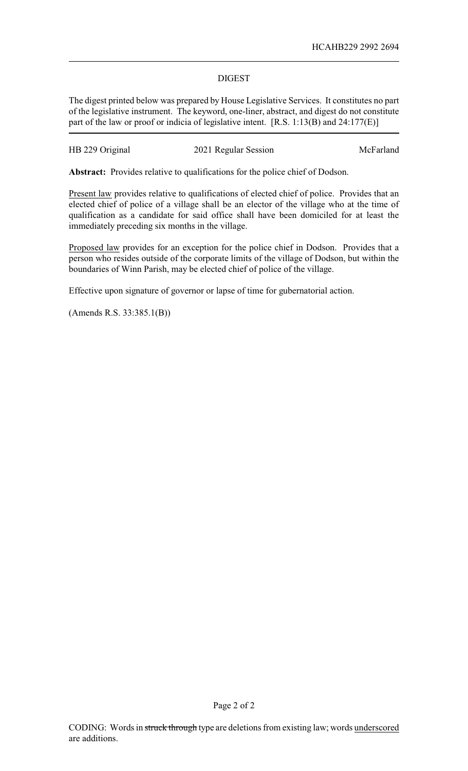# DIGEST

The digest printed below was prepared by House Legislative Services. It constitutes no part of the legislative instrument. The keyword, one-liner, abstract, and digest do not constitute part of the law or proof or indicia of legislative intent. [R.S. 1:13(B) and 24:177(E)]

HB 229 Original — 2021 Regular Session — McFarland

**Abstract:** Provides relative to qualifications for the police chief of Dodson.

Present law provides relative to qualifications of elected chief of police. Provides that an elected chief of police of a village shall be an elector of the village who at the time of qualification as a candidate for said office shall have been domiciled for at least the immediately preceding six months in the village.

Proposed law provides for an exception for the police chief in Dodson. Provides that a person who resides outside of the corporate limits of the village of Dodson, but within the boundaries of Winn Parish, may be elected chief of police of the village.

Effective upon signature of governor or lapse of time for gubernatorial action.

(Amends R.S. 33:385.1(B))

CODING: Words in ~~struck through~~ type are deletions from existing law; words underscored are additions.